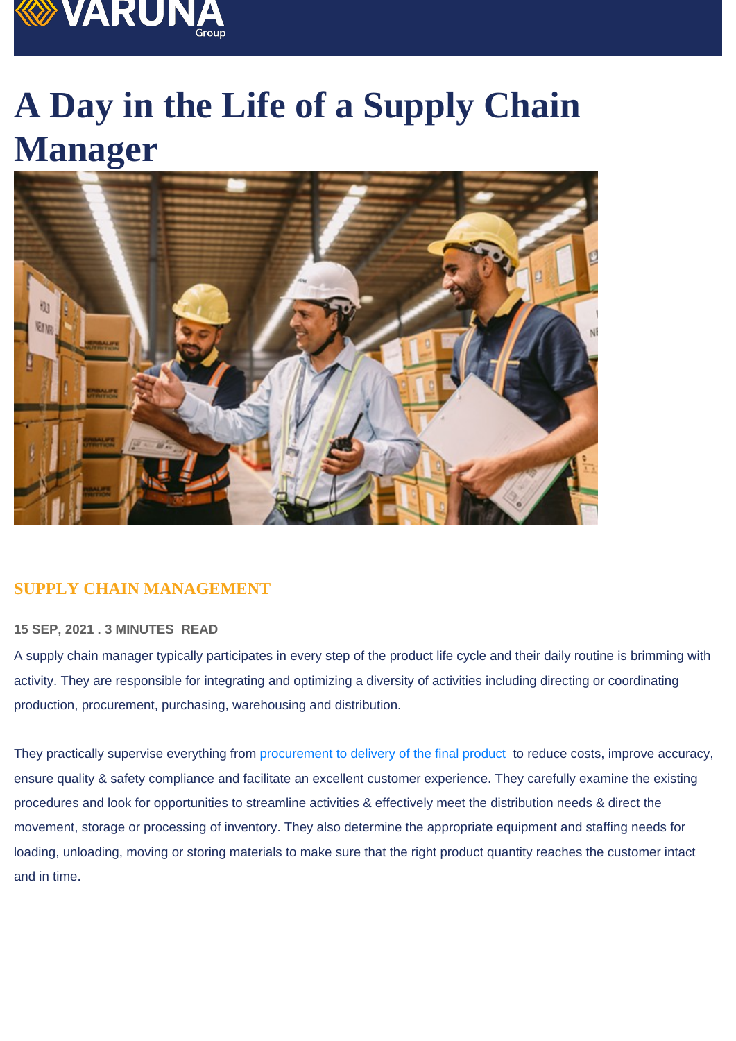# A Day in the Life of a Supply Chain Manager

**SUPPLY CHAIN MANAGEMENT**

**15 SEP, 2021 . 3 MINUTES READ**

A supply chain manager typically participates in every step of the product life cycle and their daily routine is brimming with activity. They are responsible for integrating and optimizing a diversity of activities including directing or coordinating production, procurement, purchasing, warehousing and distribution.

They practically supervise everything from procurement to delivery of the final product to reduce costs, improve accuracy, ensure quality & safety compliance and facilitate an excellent customer experience. They carefully examine the existing procedures and look for opportunities to streamline activities & effectively meet the distribution needs & direct the movement, storage or processing of inventory. They also determine the appropriate equipment and staffing needs for loading, unloading, moving or storing materials to make sure that the right product quantity reaches the customer intact and in time.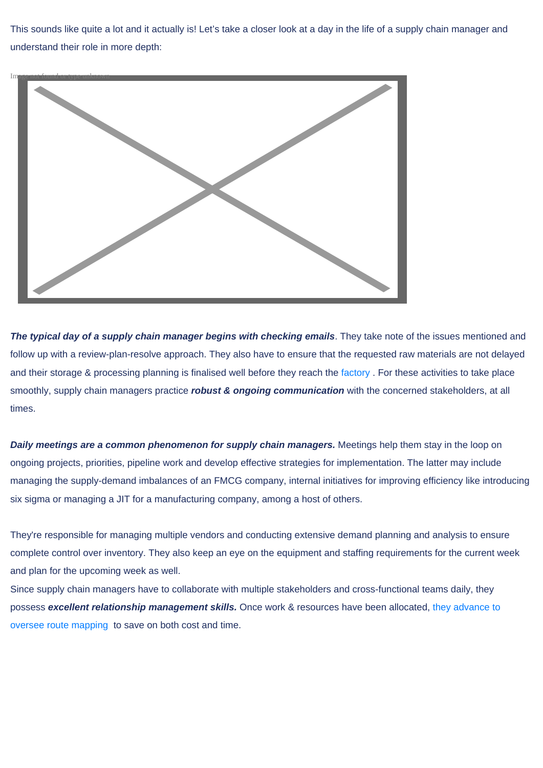This sounds like quite a lot and it actually is! Let's take a closer look at a day in the life of a supply chain manager and understand their role in more depth:

***The typical day of a supply chain manager begins with checking emails***. They take note of the issues mentioned and follow up with a review-plan-resolve approach. They also have to ensure that the requested raw materials are not delayed and their storage & processing planning is finalised well before they reach the factory . For these activities to take place smoothly, supply chain managers practice ***robust & ongoing communication*** with the concerned stakeholders, at all times.

***Daily meetings are a common phenomenon for supply chain managers.*** Meetings help them stay in the loop on ongoing projects, priorities, pipeline work and develop effective strategies for implementation. The latter may include managing the supply-demand imbalances of an FMCG company, internal initiatives for improving efficiency like introducing six sigma or managing a JIT for a manufacturing company, among a host of others.

They're responsible for managing multiple vendors and conducting extensive demand planning and analysis to ensure complete control over inventory. They also keep an eye on the equipment and staffing requirements for the current week and plan for the upcoming week as well.

Since supply chain managers have to collaborate with multiple stakeholders and cross-functional teams daily, they possess ***excellent relationship management skills.*** Once work & resources have been allocated, they advance to oversee route mapping to save on both cost and time.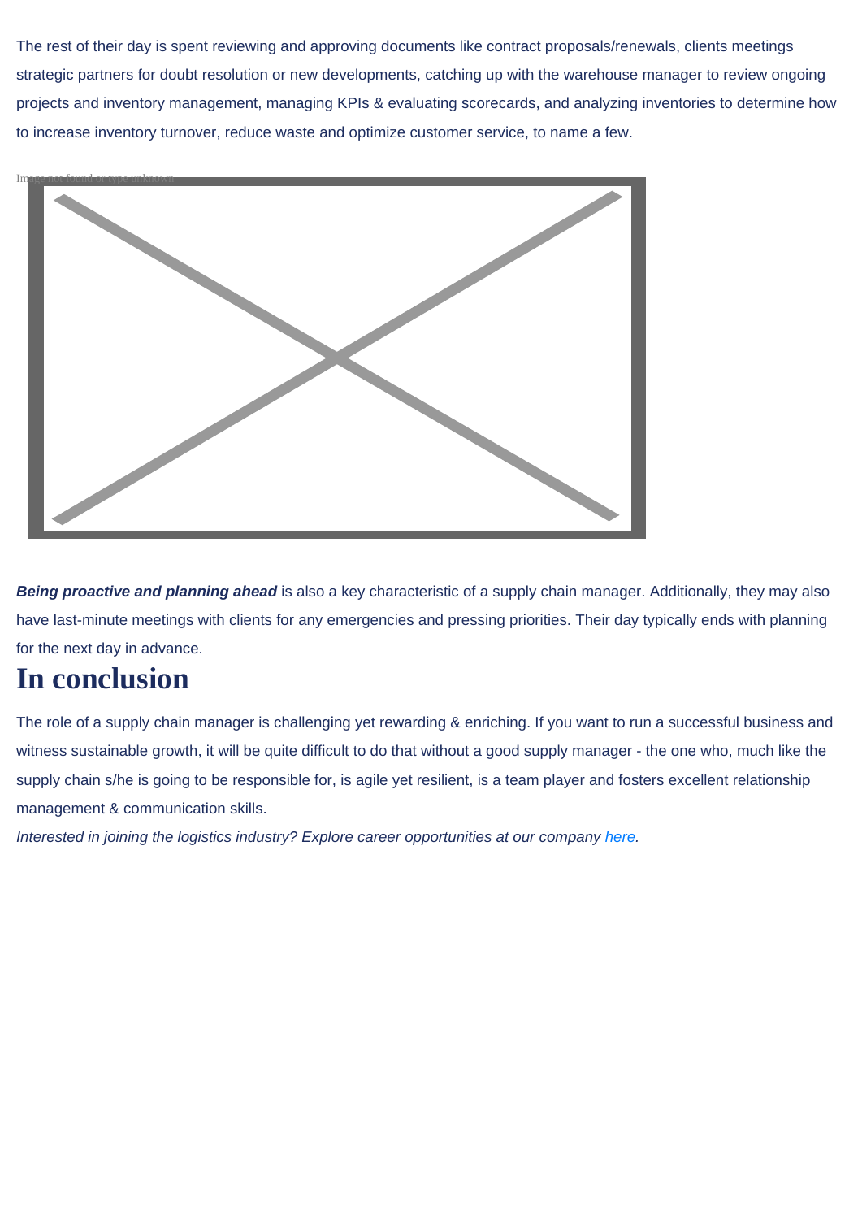The rest of their day is spent reviewing and approving documents like contract proposals/renewals, clients meetings strategic partners for doubt resolution or new developments, catching up with the warehouse manager to review ongoing projects and inventory management, managing KPIs & evaluating scorecards, and analyzing inventories to determine how to increase inventory turnover, reduce waste and optimize customer service, to name a few.

***Being proactive and planning ahead*** is also a key characteristic of a supply chain manager. Additionally, they may also have last-minute meetings with clients for any emergencies and pressing priorities. Their day typically ends with planning for the next day in advance.

# In conclusion

The role of a supply chain manager is challenging yet rewarding & enriching. If you want to run a successful business and witness sustainable growth, it will be quite difficult to do that without a good supply manager - the one who, much like the supply chain s/he is going to be responsible for, is agile yet resilient, is a team player and fosters excellent relationship management & communication skills.

*Interested in joining the logistics industry? Explore career opportunities at our company here.*